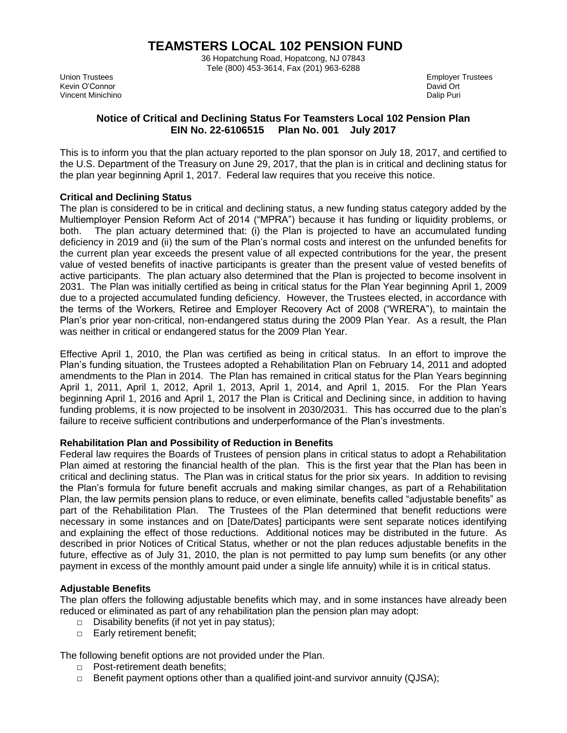# TEAMSTERS LOCAL 102 PENSION FUND

36 Hopatchung Road, Hopatcong, NJ 07843
Tele (800) 453-3614, Fax (201) 963-6288

Union Trustees
Kevin O'Connor
Vincent Minichino

Employer Trustees
David Ort
Dalip Puri

## Notice of Critical and Declining Status For Teamsters Local 102 Pension Plan
## EIN No. 22-6106515 Plan No. 001 July 2017

This is to inform you that the plan actuary reported to the plan sponsor on July 18, 2017, and certified to the U.S. Department of the Treasury on June 29, 2017, that the plan is in critical and declining status for the plan year beginning April 1, 2017. Federal law requires that you receive this notice.

**Critical and Declining Status**

The plan is considered to be in critical and declining status, a new funding status category added by the Multiemployer Pension Reform Act of 2014 ("MPRA") because it has funding or liquidity problems, or both. The plan actuary determined that: (i) the Plan is projected to have an accumulated funding deficiency in 2019 and (ii) the sum of the Plan's normal costs and interest on the unfunded benefits for the current plan year exceeds the present value of all expected contributions for the year, the present value of vested benefits of inactive participants is greater than the present value of vested benefits of active participants. The plan actuary also determined that the Plan is projected to become insolvent in 2031. The Plan was initially certified as being in critical status for the Plan Year beginning April 1, 2009 due to a projected accumulated funding deficiency. However, the Trustees elected, in accordance with the terms of the Workers, Retiree and Employer Recovery Act of 2008 ("WRERA"), to maintain the Plan's prior year non-critical, non-endangered status during the 2009 Plan Year. As a result, the Plan was neither in critical or endangered status for the 2009 Plan Year.

Effective April 1, 2010, the Plan was certified as being in critical status. In an effort to improve the Plan's funding situation, the Trustees adopted a Rehabilitation Plan on February 14, 2011 and adopted amendments to the Plan in 2014. The Plan has remained in critical status for the Plan Years beginning April 1, 2011, April 1, 2012, April 1, 2013, April 1, 2014, and April 1, 2015. For the Plan Years beginning April 1, 2016 and April 1, 2017 the Plan is Critical and Declining since, in addition to having funding problems, it is now projected to be insolvent in 2030/2031. This has occurred due to the plan's failure to receive sufficient contributions and underperformance of the Plan's investments.

**Rehabilitation Plan and Possibility of Reduction in Benefits**

Federal law requires the Boards of Trustees of pension plans in critical status to adopt a Rehabilitation Plan aimed at restoring the financial health of the plan. This is the first year that the Plan has been in critical and declining status. The Plan was in critical status for the prior six years. In addition to revising the Plan's formula for future benefit accruals and making similar changes, as part of a Rehabilitation Plan, the law permits pension plans to reduce, or even eliminate, benefits called "adjustable benefits" as part of the Rehabilitation Plan. The Trustees of the Plan determined that benefit reductions were necessary in some instances and on [Date/Dates] participants were sent separate notices identifying and explaining the effect of those reductions. Additional notices may be distributed in the future. As described in prior Notices of Critical Status, whether or not the plan reduces adjustable benefits in the future, effective as of July 31, 2010, the plan is not permitted to pay lump sum benefits (or any other payment in excess of the monthly amount paid under a single life annuity) while it is in critical status.

**Adjustable Benefits**

The plan offers the following adjustable benefits which may, and in some instances have already been reduced or eliminated as part of any rehabilitation plan the pension plan may adopt:

- Disability benefits (if not yet in pay status);
- Early retirement benefit;

The following benefit options are not provided under the Plan.

- Post-retirement death benefits;
- Benefit payment options other than a qualified joint-and survivor annuity (QJSA);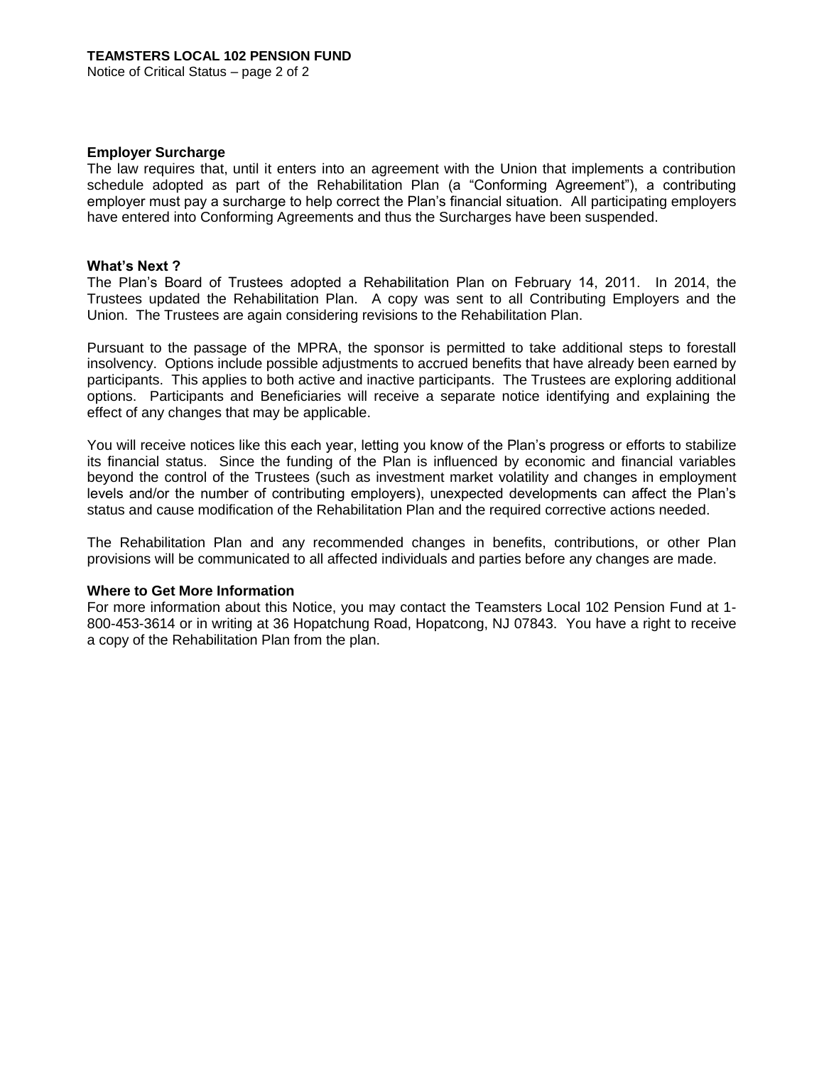## Employer Surcharge

The law requires that, until it enters into an agreement with the Union that implements a contribution schedule adopted as part of the Rehabilitation Plan (a "Conforming Agreement"), a contributing employer must pay a surcharge to help correct the Plan's financial situation. All participating employers have entered into Conforming Agreements and thus the Surcharges have been suspended.

## What's Next ?

The Plan's Board of Trustees adopted a Rehabilitation Plan on February 14, 2011. In 2014, the Trustees updated the Rehabilitation Plan. A copy was sent to all Contributing Employers and the Union. The Trustees are again considering revisions to the Rehabilitation Plan.

Pursuant to the passage of the MPRA, the sponsor is permitted to take additional steps to forestall insolvency. Options include possible adjustments to accrued benefits that have already been earned by participants. This applies to both active and inactive participants. The Trustees are exploring additional options. Participants and Beneficiaries will receive a separate notice identifying and explaining the effect of any changes that may be applicable.

You will receive notices like this each year, letting you know of the Plan's progress or efforts to stabilize its financial status. Since the funding of the Plan is influenced by economic and financial variables beyond the control of the Trustees (such as investment market volatility and changes in employment levels and/or the number of contributing employers), unexpected developments can affect the Plan's status and cause modification of the Rehabilitation Plan and the required corrective actions needed.

The Rehabilitation Plan and any recommended changes in benefits, contributions, or other Plan provisions will be communicated to all affected individuals and parties before any changes are made.

## Where to Get More Information

For more information about this Notice, you may contact the Teamsters Local 102 Pension Fund at 1-800-453-3614 or in writing at 36 Hopatchung Road, Hopatcong, NJ 07843. You have a right to receive a copy of the Rehabilitation Plan from the plan.